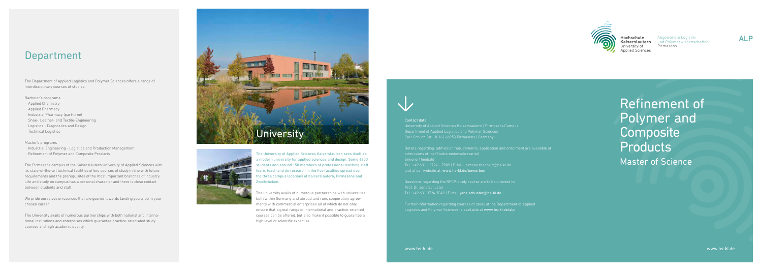# Department

The Department of Applied Logistics and Polymer Sciences offers a range of interdisciplinary courses of studies:

Bachelor's programs

- Applied Chemistry
- Applied Pharmacy
- Industrial Pharmacy (part-time)
- Shoe-, Leather- and Textile-Engineering
- Logistics - Diagnostics and Design
- Technical Logistics

Master's programs

- Industrial Engineering - Logistics and Production Management
- Refinement of Polymer and Composite Products

The Pirmasens campus of the Kaiserslautern University of Applied Sciences with its state-of-the-art technical facilities offers courses of study in line with future requirements and the prerequisites of the most important branches of industry. Life and study on campus has a personal character and there is close contact between students and staff.

We pride ourselves on courses that are geared towards landing you a job in your chosen career.

The University avails of numerous partnerships with both national and international institutions and enterprises which guarantee practice-orientated study courses and high academic quality.

## University

The University of Applied Sciences Kaiserslautern sees itself as a modern university for applied sciences and design. Some 6200 students and around 150 members of professional teaching staff learn, teach and do research in the five faculties spread over the three campus locations of Kaiserslautern, Pirmasens and Zweibrücken.

The university avails of numerous partnerships with universities both within Germany and abroad and runs cooperation agreements with commercial enterprises all of which do not only ensure that a great range of international and practice-oriented courses can be offered, but also make it possible to guarantee a high level of scientific expertise.

**Contact data:**

University of Applied Sciences Kaiserslautern | Pirmasens Campus
Department of Applied Logistics and Polymer Sciences
Carl-Schurz-Str. 10-16 | 66953 Pirmasens | Germany

Details regarding admission requirements, application and enrolment are available at admissions office (Studierendensekretariat)
Simone Theobald
Tel.: +49 631 - 3724 – 7089 | E-Mail: simone.theobald@hs-kl.de
and at our website at: www.hs-kl.de/bewerben

Questions regarding the RPCP-study course are to be directed to
Prof. Dr. Jens Schuster
Tel.: +49 631 3724-7049 | E-Mail: jens.schuster@hs-kl.de

Further information regarding courses of study at the Department of Applied Logistics and Polymer Sciences is available at www.hs-kl.de/alp

www.hs-kl.de

Hochschule Kaiserslautern
University of Applied Sciences

Angewandte Logistik- und Polymerwissenschaften
Pirmasens

ALP

# Refinement of Polymer and Composite Products

## Master of Science

www.hs-kl.de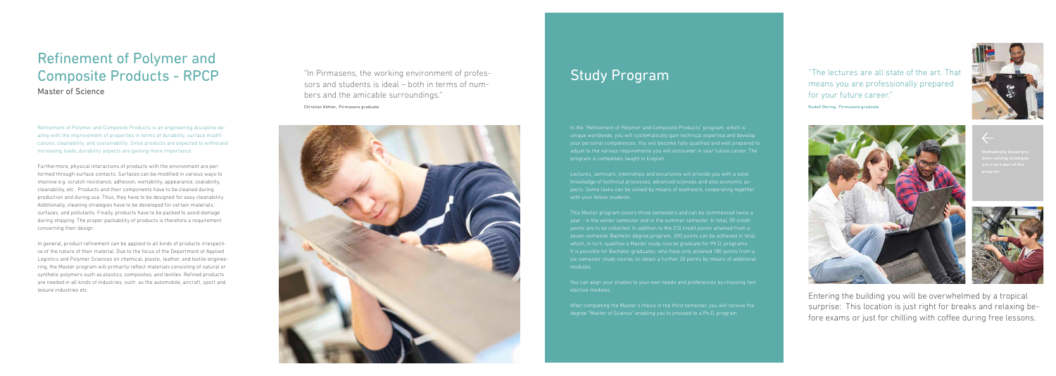# Refinement of Polymer and Composite Products - RPCP

Master of Science

Refinement of Polymer and Composite Products is an engineering discipline dealing with the improvement of properties in terms of durability, surface modifications, cleanability, and sustainability. Since products are expected to withstand increasing loads, durability aspects are gaining more importance.

Furthermore, physical interactions of products with the environment are performed through surface contacts. Surfaces can be modified in various ways to improve e.g. scratch resistance, adhesion, wettability, appearance, coatability, cleanability, etc.. Products and their components have to be cleaned during production and during use. Thus, they have to be designed for easy cleanability. Additionally, cleaning strategies have to be developed for certain materials, surfaces, and pollutants. Finally, products have to be packed to avoid damage during shipping. The proper packability of products is therefore a requirement concerning their design.

In general, product refinement can be applied to all kinds of products irrespective of the nature of their material. Due to the focus of the Department of Applied Logistics and Polymer Sciences on chemical, plastic, leather, and textile engineering, the Master program will primarily reflect materials consisting of natural or synthetic polymers such as plastics, composites, and textiles. Refined products are needed in all kinds of industries, such as the automobile, aircraft, sport and leisure industries etc.

"In Pirmasens, the working environment of professors and students is ideal – both in terms of numbers and the amicable surroundings."

Christian Köhler, Pirmasens graduate

## Study Program

In the "Refinement of Polymer and Composite Products" program, which is unique worldwide, you will systematically gain technical expertise and develop your personal competences. You will become fully qualified and well prepared to adjust to the various requirements you will encounter in your future career. The program is completely taught in English.

Lectures, seminars, internships and excursions will provide you with a solid knowledge of technical processes, advanced sciences and also economic aspects. Some tasks can be solved by means of teamwork, cooperating together with your fellow students.

This Master program covers three semesters and can be commenced twice a year - in the winter semester and in the summer semester. In total, 90 credit points are to be collected. In addition to the 210 credit points attained from a seven-semester Bachelor degree program, 300 points can be achieved in total, which, in turn, qualifies a Master study course graduate for Ph.D. programs. It is possible for Bachelor graduates, who have only attained 180 points from a six-semester study course, to obtain a further 30 points by means of additional modules.

You can align your studies to your own needs and preferences by choosing two elective modules.

After completing the Master's thesis in the third semester, you will receive the degree "Master of Science" enabling you to proceed to a Ph.D. program.

"The lectures are all state of the art. That means you are professionally prepared for your future career."

Rudolf Dering, Pirmasens graduate

Methodically based problem-solving strategies are a core part of this program.

Entering the building you will be overwhelmed by a tropical surprise: This location is just right for breaks and relaxing before exams or just for chilling with coffee during free lessons.